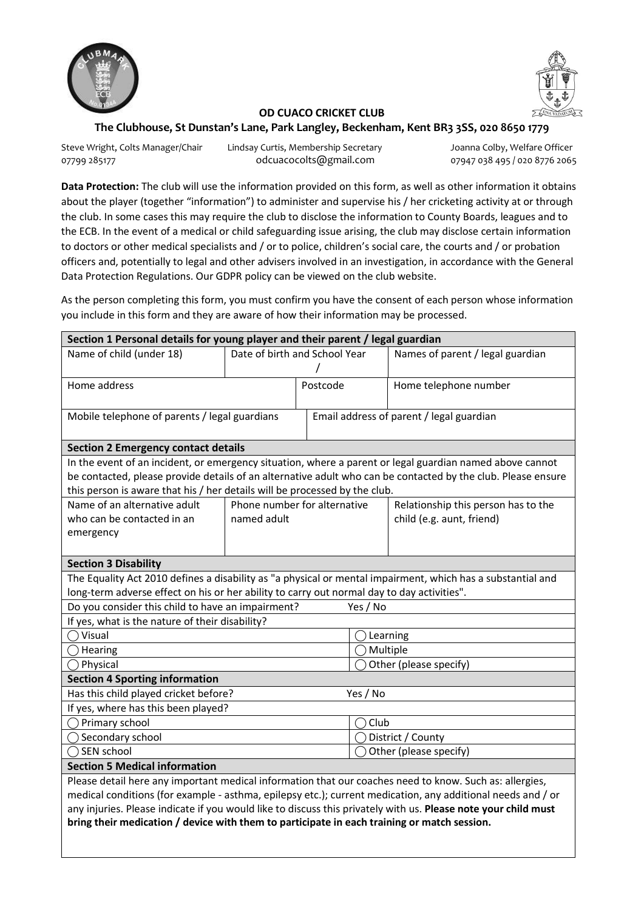**OD CUACO CRICKET CLUB**

**The Clubhouse, St Dunstan's Lane, Park Langley, Beckenham, Kent BR3 3SS, 020 8650 1779**

Steve Wright, Colts Manager/Chair
07799 285177

Lindsay Curtis, Membership Secretary
odcuacocolts@gmail.com

Joanna Colby, Welfare Officer
07947 038 495 / 020 8776 2065

**Data Protection:** The club will use the information provided on this form, as well as other information it obtains about the player (together "information") to administer and supervise his / her cricketing activity at or through the club. In some cases this may require the club to disclose the information to County Boards, leagues and to the ECB. In the event of a medical or child safeguarding issue arising, the club may disclose certain information to doctors or other medical specialists and / or to police, children's social care, the courts and / or probation officers and, potentially to legal and other advisers involved in an investigation, in accordance with the General Data Protection Regulations. Our GDPR policy can be viewed on the club website.

As the person completing this form, you must confirm you have the consent of each person whose information you include in this form and they are aware of how their information may be processed.

| **Section 1 Personal details for young player and their parent / legal guardian** | | |
|---|---|---|
| Name of child (under 18) | Date of birth and School Year / | Names of parent / legal guardian |
| Home address | Postcode | Home telephone number |
| Mobile telephone of parents / legal guardians | Email address of parent / legal guardian | |

| **Section 2 Emergency contact details** | | |
|---|---|---|
| In the event of an incident, or emergency situation, where a parent or legal guardian named above cannot be contacted, please provide details of an alternative adult who can be contacted by the club. Please ensure this person is aware that his / her details will be processed by the club. | | |
| Name of an alternative adult who can be contacted in an emergency | Phone number for alternative named adult | Relationship this person has to the child (e.g. aunt, friend) |

| **Section 3 Disability** | |
|---|---|
| The Equality Act 2010 defines a disability as "a physical or mental impairment, which has a substantial and long-term adverse effect on his or her ability to carry out normal day to day activities". | |
| Do you consider this child to have an impairment? | Yes / No |
| If yes, what is the nature of their disability? | |
| ◯ Visual | ◯ Learning |
| ◯ Hearing | ◯ Multiple |
| ◯ Physical | ◯ Other (please specify) |

| **Section 4 Sporting information** | |
|---|---|
| Has this child played cricket before? | Yes / No |
| If yes, where has this been played? | |
| ◯ Primary school | ◯ Club |
| ◯ Secondary school | ◯ District / County |
| ◯ SEN school | ◯ Other (please specify) |

| **Section 5 Medical information** |
|---|
| Please detail here any important medical information that our coaches need to know. Such as: allergies, medical conditions (for example - asthma, epilepsy etc.); current medication, any additional needs and / or any injuries. Please indicate if you would like to discuss this privately with us. **Please note your child must bring their medication / device with them to participate in each training or match session.** |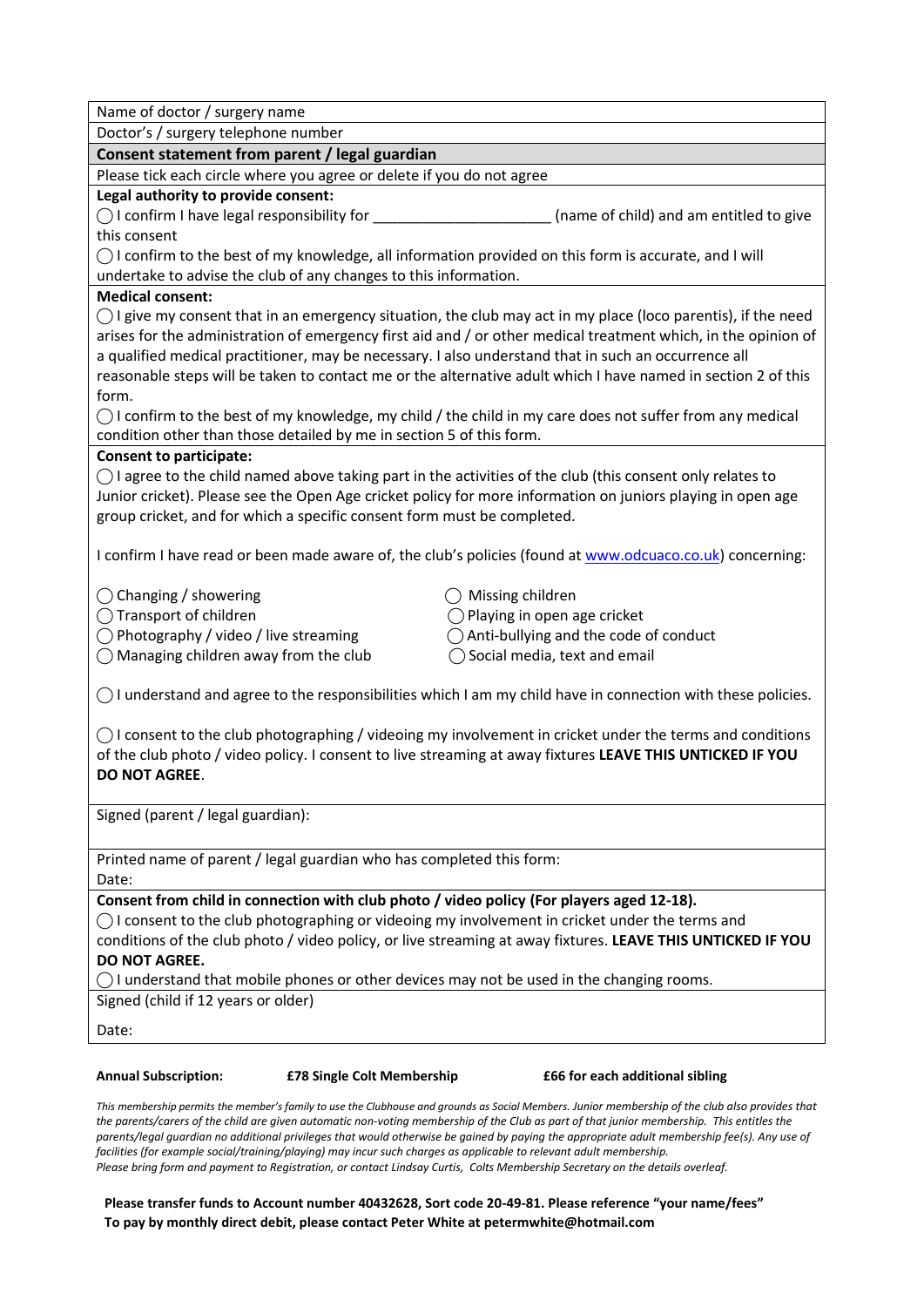Name of doctor / surgery name

Doctor's / surgery telephone number

**Consent statement from parent / legal guardian**

Please tick each circle where you agree or delete if you do not agree

**Legal authority to provide consent:**

◯ I confirm I have legal responsibility for ______________________ (name of child) and am entitled to give this consent

◯ I confirm to the best of my knowledge, all information provided on this form is accurate, and I will undertake to advise the club of any changes to this information.

**Medical consent:**

◯ I give my consent that in an emergency situation, the club may act in my place (loco parentis), if the need arises for the administration of emergency first aid and / or other medical treatment which, in the opinion of a qualified medical practitioner, may be necessary. I also understand that in such an occurrence all reasonable steps will be taken to contact me or the alternative adult which I have named in section 2 of this form.

◯ I confirm to the best of my knowledge, my child / the child in my care does not suffer from any medical condition other than those detailed by me in section 5 of this form.

**Consent to participate:**

◯ I agree to the child named above taking part in the activities of the club (this consent only relates to Junior cricket). Please see the Open Age cricket policy for more information on juniors playing in open age group cricket, and for which a specific consent form must be completed.

I confirm I have read or been made aware of, the club's policies (found at www.odcuaco.co.uk) concerning:

◯ Changing / showering
◯ Transport of children
◯ Photography / video / live streaming
◯ Managing children away from the club
◯ Missing children
◯ Playing in open age cricket
◯ Anti-bullying and the code of conduct
◯ Social media, text and email

◯ I understand and agree to the responsibilities which I am my child have in connection with these policies.

◯ I consent to the club photographing / videoing my involvement in cricket under the terms and conditions of the club photo / video policy. I consent to live streaming at away fixtures **LEAVE THIS UNTICKED IF YOU DO NOT AGREE**.

Signed (parent / legal guardian):

Printed name of parent / legal guardian who has completed this form:

Date:

**Consent from child in connection with club photo / video policy (For players aged 12-18).**

◯ I consent to the club photographing or videoing my involvement in cricket under the terms and conditions of the club photo / video policy, or live streaming at away fixtures. **LEAVE THIS UNTICKED IF YOU DO NOT AGREE.**

◯ I understand that mobile phones or other devices may not be used in the changing rooms.

Signed (child if 12 years or older)

Date:

**Annual Subscription:** **£78 Single Colt Membership** **£66 for each additional sibling**

*This membership permits the member's family to use the Clubhouse and grounds as Social Members. Junior membership of the club also provides that the parents/carers of the child are given automatic non-voting membership of the Club as part of that junior membership. This entitles the parents/legal guardian no additional privileges that would otherwise be gained by paying the appropriate adult membership fee(s). Any use of facilities (for example social/training/playing) may incur such charges as applicable to relevant adult membership.*
*Please bring form and payment to Registration, or contact Lindsay Curtis, Colts Membership Secretary on the details overleaf.*

**Please transfer funds to Account number 40432628, Sort code 20-49-81. Please reference "your name/fees"**
**To pay by monthly direct debit, please contact Peter White at petermwhite@hotmail.com**